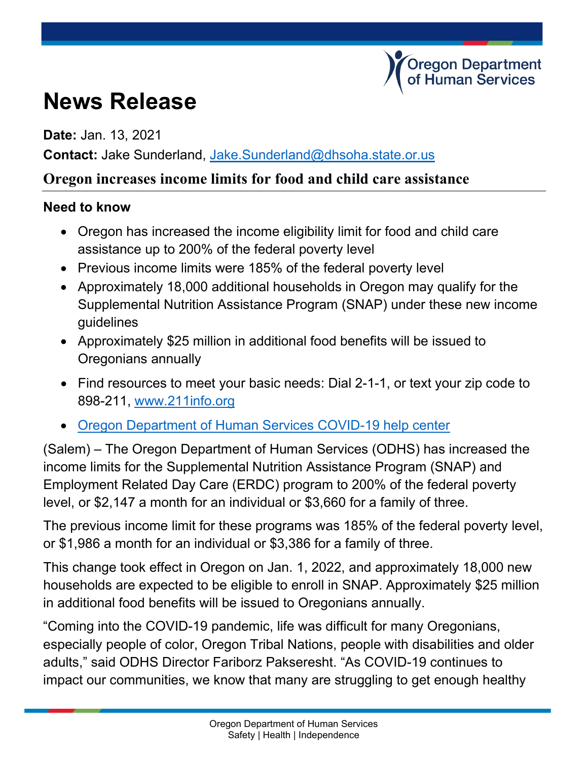Oregon Department of Human Services

# News Release

**Date:** Jan. 13, 2021

**Contact:** Jake Sunderland, Jake.Sunderland@dhsoha.state.or.us

## Oregon increases income limits for food and child care assistance

**Need to know**

- Oregon has increased the income eligibility limit for food and child care assistance up to 200% of the federal poverty level
- Previous income limits were 185% of the federal poverty level
- Approximately 18,000 additional households in Oregon may qualify for the Supplemental Nutrition Assistance Program (SNAP) under these new income guidelines
- Approximately $25 million in additional food benefits will be issued to Oregonians annually
- Find resources to meet your basic needs: Dial 2-1-1, or text your zip code to 898-211, www.211info.org
- Oregon Department of Human Services COVID-19 help center

(Salem) – The Oregon Department of Human Services (ODHS) has increased the income limits for the Supplemental Nutrition Assistance Program (SNAP) and Employment Related Day Care (ERDC) program to 200% of the federal poverty level, or $2,147 a month for an individual or $3,660 for a family of three.

The previous income limit for these programs was 185% of the federal poverty level, or $1,986 a month for an individual or $3,386 for a family of three.

This change took effect in Oregon on Jan. 1, 2022, and approximately 18,000 new households are expected to be eligible to enroll in SNAP. Approximately $25 million in additional food benefits will be issued to Oregonians annually.

"Coming into the COVID-19 pandemic, life was difficult for many Oregonians, especially people of color, Oregon Tribal Nations, people with disabilities and older adults," said ODHS Director Fariborz Pakseresht. "As COVID-19 continues to impact our communities, we know that many are struggling to get enough healthy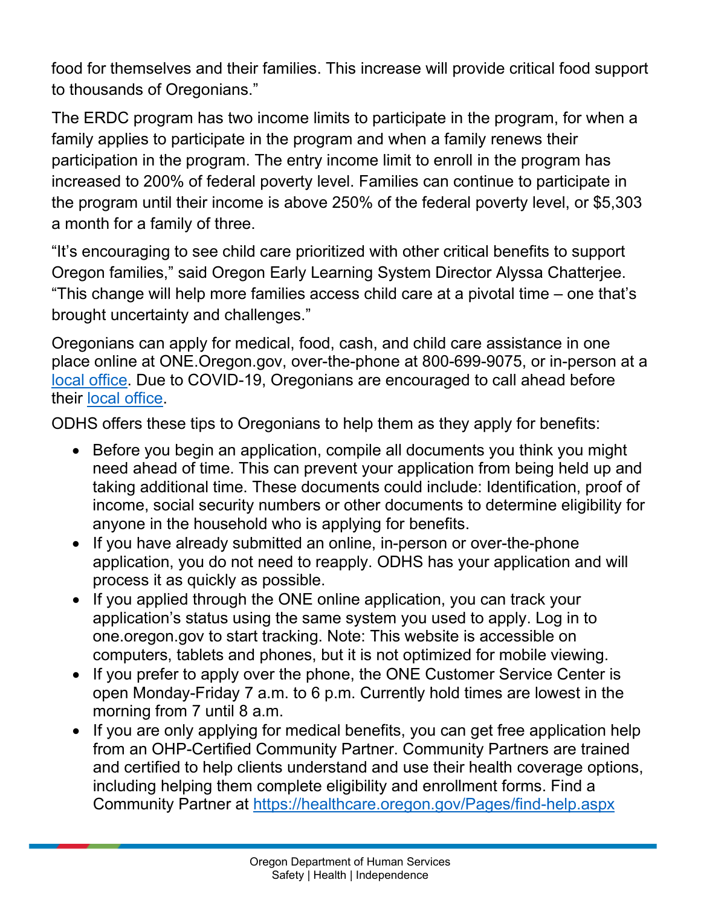food for themselves and their families. This increase will provide critical food support to thousands of Oregonians."

The ERDC program has two income limits to participate in the program, for when a family applies to participate in the program and when a family renews their participation in the program. The entry income limit to enroll in the program has increased to 200% of federal poverty level. Families can continue to participate in the program until their income is above 250% of the federal poverty level, or $5,303 a month for a family of three.

"It's encouraging to see child care prioritized with other critical benefits to support Oregon families," said Oregon Early Learning System Director Alyssa Chatterjee. "This change will help more families access child care at a pivotal time – one that's brought uncertainty and challenges."

Oregonians can apply for medical, food, cash, and child care assistance in one place online at ONE.Oregon.gov, over-the-phone at 800-699-9075, or in-person at a [local office](). Due to COVID-19, Oregonians are encouraged to call ahead before their [local office]().

ODHS offers these tips to Oregonians to help them as they apply for benefits:

- Before you begin an application, compile all documents you think you might need ahead of time. This can prevent your application from being held up and taking additional time. These documents could include: Identification, proof of income, social security numbers or other documents to determine eligibility for anyone in the household who is applying for benefits.
- If you have already submitted an online, in-person or over-the-phone application, you do not need to reapply. ODHS has your application and will process it as quickly as possible.
- If you applied through the ONE online application, you can track your application's status using the same system you used to apply. Log in to one.oregon.gov to start tracking. Note: This website is accessible on computers, tablets and phones, but it is not optimized for mobile viewing.
- If you prefer to apply over the phone, the ONE Customer Service Center is open Monday-Friday 7 a.m. to 6 p.m. Currently hold times are lowest in the morning from 7 until 8 a.m.
- If you are only applying for medical benefits, you can get free application help from an OHP-Certified Community Partner. Community Partners are trained and certified to help clients understand and use their health coverage options, including helping them complete eligibility and enrollment forms. Find a Community Partner at https://healthcare.oregon.gov/Pages/find-help.aspx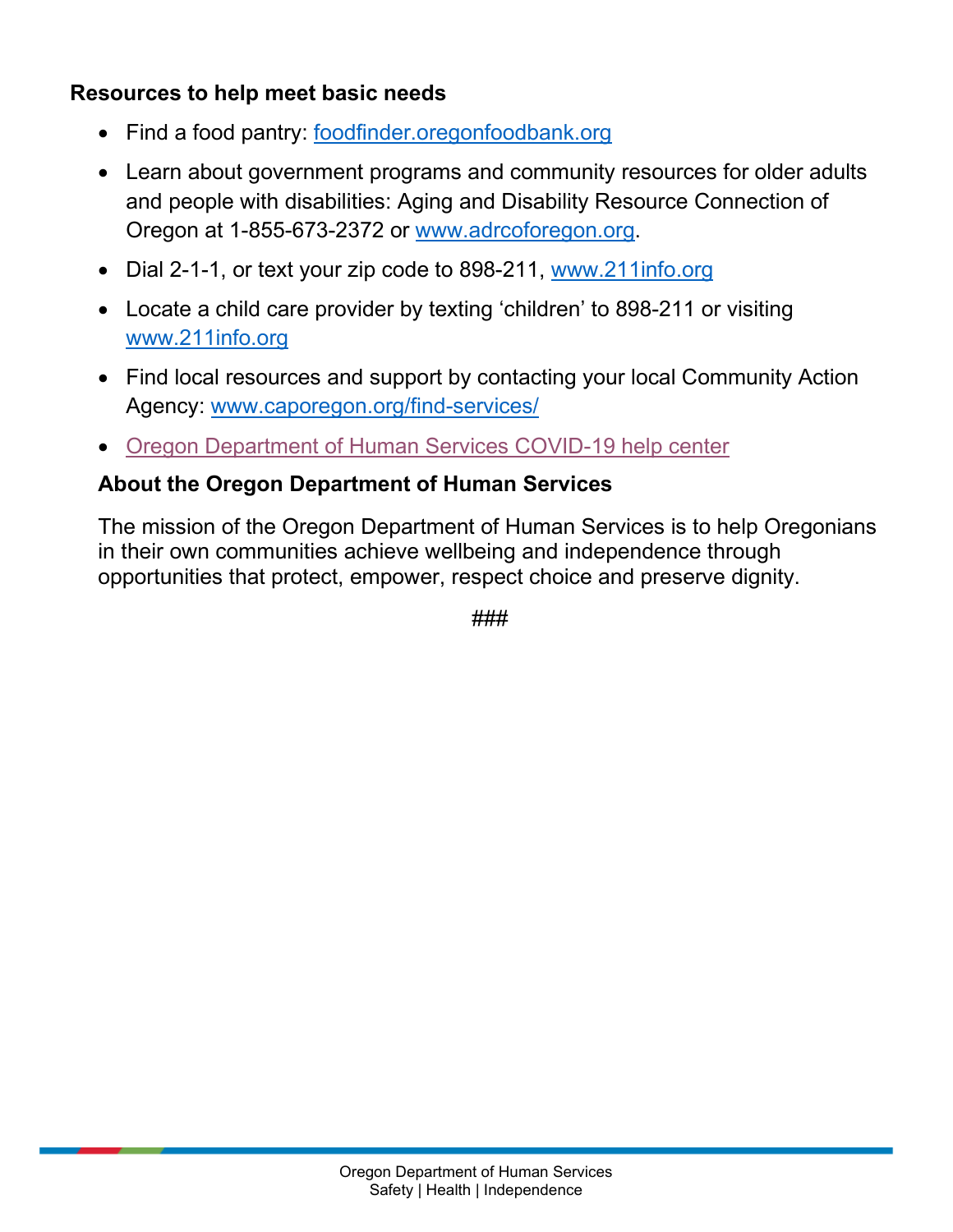**Resources to help meet basic needs**

- Find a food pantry: foodfinder.oregonfoodbank.org
- Learn about government programs and community resources for older adults and people with disabilities: Aging and Disability Resource Connection of Oregon at 1-855-673-2372 or www.adrcoforegon.org.
- Dial 2-1-1, or text your zip code to 898-211, www.211info.org
- Locate a child care provider by texting 'children' to 898-211 or visiting www.211info.org
- Find local resources and support by contacting your local Community Action Agency: www.caporegon.org/find-services/
- Oregon Department of Human Services COVID-19 help center

**About the Oregon Department of Human Services**

The mission of the Oregon Department of Human Services is to help Oregonians in their own communities achieve wellbeing and independence through opportunities that protect, empower, respect choice and preserve dignity.

###